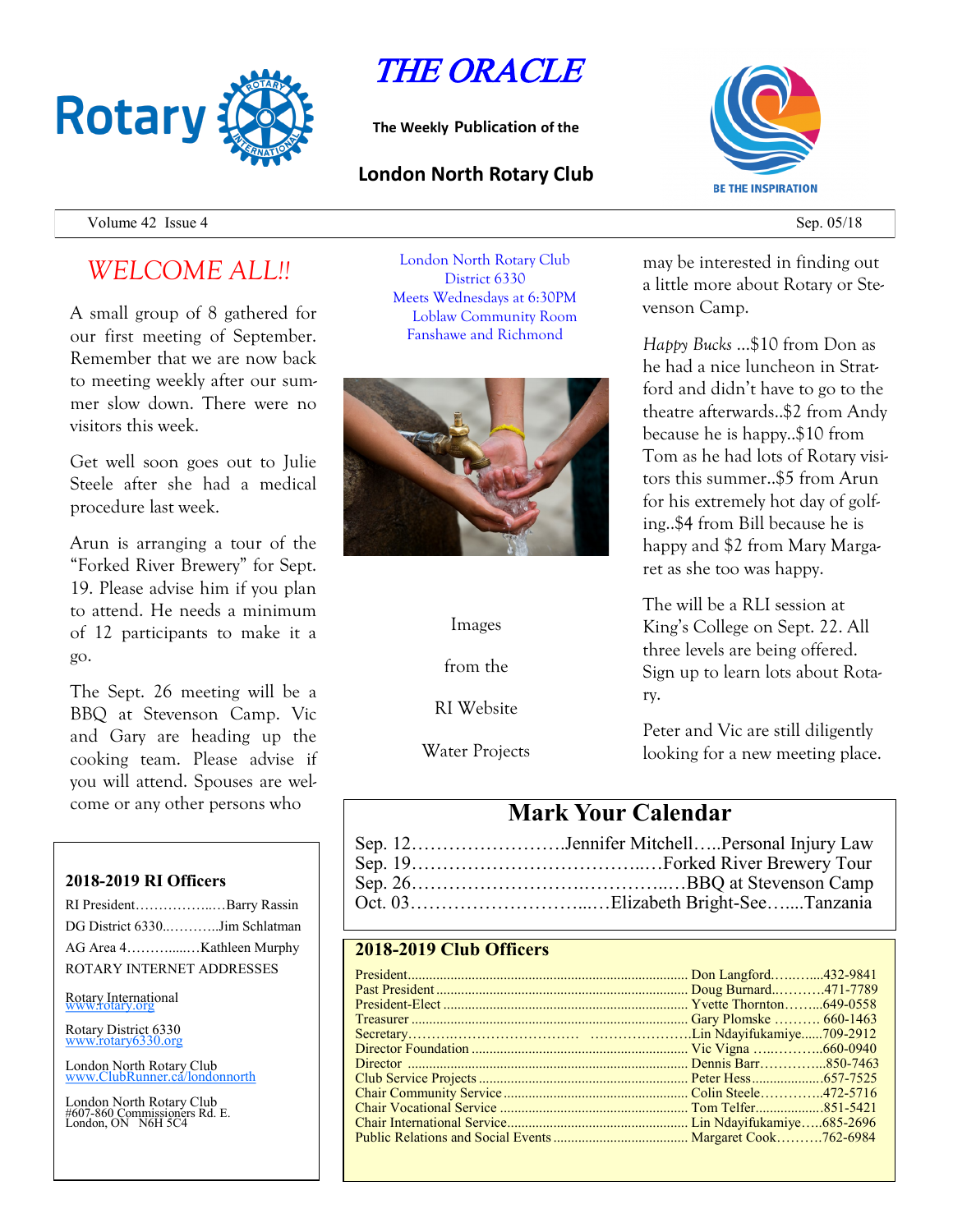# THE ORACLE

**The Weekly Publication of the**

## London North Rotary Club

Volume 42 Issue 4 — Sep. 05/18

## *WELCOME ALL!!*

A small group of 8 gathered for our first meeting of September. Remember that we are now back to meeting weekly after our summer slow down. There were no visitors this week.

Get well soon goes out to Julie Steele after she had a medical procedure last week.

Arun is arranging a tour of the "Forked River Brewery" for Sept. 19. Please advise him if you plan to attend. He needs a minimum of 12 participants to make it a go.

The Sept. 26 meeting will be a BBQ at Stevenson Camp. Vic and Gary are heading up the cooking team. Please advise if you will attend. Spouses are welcome or any other persons who may be interested in finding out a little more about Rotary or Stevenson Camp.

*Happy Bucks* ...$10 from Don as he had a nice luncheon in Stratford and didn't have to go to the theatre afterwards..$2 from Andy because he is happy..$10 from Tom as he had lots of Rotary visitors this summer..$5 from Arun for his extremely hot day of golfing..$4 from Bill because he is happy and $2 from Mary Margaret as she too was happy.

The will be a RLI session at King's College on Sept. 22. All three levels are being offered. Sign up to learn lots about Rotary.

Peter and Vic are still diligently looking for a new meeting place.

London North Rotary Club
District 6330
Meets Wednesdays at 6:30PM
Loblaw Community Room
Fanshawe and Richmond

Images from the RI Website Water Projects

### Mark Your Calendar

| | |
|---|---|
| Sep. 12 | Jennifer Mitchell…..Personal Injury Law |
| Sep. 19 | Forked River Brewery Tour |
| Sep. 26 | BBQ at Stevenson Camp |
| Oct. 03 | Elizabeth Bright-See…...Tanzania |

### 2018-2019 RI Officers

| | |
|---|---|
| RI President | Barry Rassin |
| DG District 6330 | Jim Schlatman |
| AG Area 4 | Kathleen Murphy |

ROTARY INTERNET ADDRESSES

Rotary International
www.rotary.org

Rotary District 6330
www.rotary6330.org

London North Rotary Club
www.ClubRunner.ca/londonnorth

London North Rotary Club
#607-860 Commissioners Rd. E.
London, ON N6H 5C4

### 2018-2019 Club Officers

| Position | Name | Phone |
|---|---|---|
| President | Don Langford | 432-9841 |
| Past President | Doug Burnard | 471-7789 |
| President-Elect | Yvette Thornton | 649-0558 |
| Treasurer | Gary Plomske | 660-1463 |
| Secretary | Lin Ndayifukamiye | 709-2912 |
| Director Foundation | Vic Vigna | 660-0940 |
| Director | Dennis Barr | 850-7463 |
| Club Service Projects | Peter Hess | 657-7525 |
| Chair Community Service | Colin Steele | 472-5716 |
| Chair Vocational Service | Tom Telfer | 851-5421 |
| Chair International Service | Lin Ndayifukamiye | 685-2696 |
| Public Relations and Social Events | Margaret Cook | 762-6984 |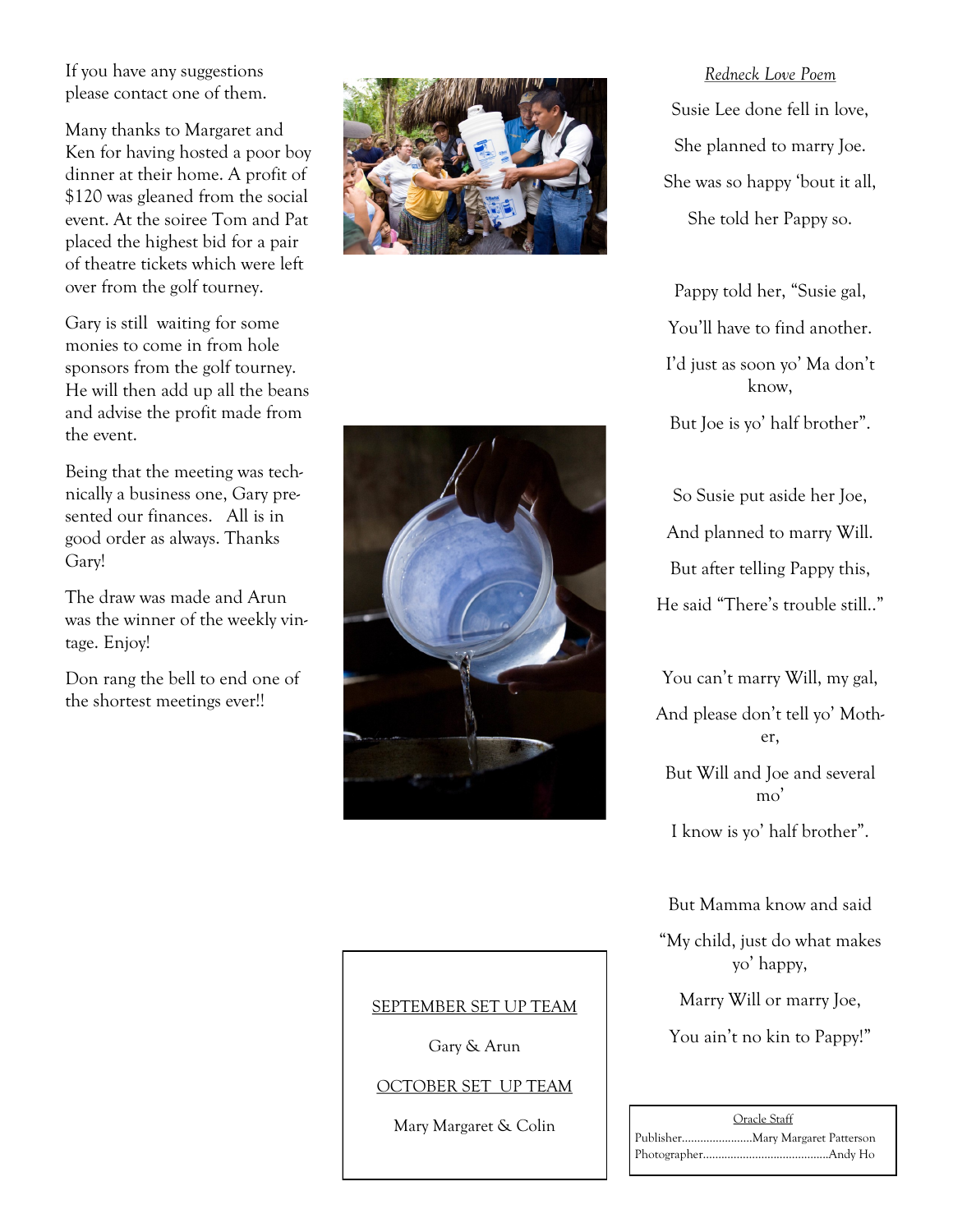If you have any suggestions please contact one of them.

Many thanks to Margaret and Ken for having hosted a poor boy dinner at their home. A profit of $120 was gleaned from the social event. At the soiree Tom and Pat placed the highest bid for a pair of theatre tickets which were left over from the golf tourney.

Gary is still waiting for some monies to come in from hole sponsors from the golf tourney. He will then add up all the beans and advise the profit made from the event.

Being that the meeting was technically a business one, Gary presented our finances. All is in good order as always. Thanks Gary!

The draw was made and Arun was the winner of the weekly vintage. Enjoy!

Don rang the bell to end one of the shortest meetings ever!!

SEPTEMBER SET UP TEAM

Gary & Arun

OCTOBER SET UP TEAM

Mary Margaret & Colin

*Redneck Love Poem*

Susie Lee done fell in love,

She planned to marry Joe.

She was so happy 'bout it all,

She told her Pappy so.

Pappy told her, "Susie gal,

You'll have to find another.

I'd just as soon yo' Ma don't know,

But Joe is yo' half brother".

So Susie put aside her Joe,

And planned to marry Will.

But after telling Pappy this,

He said "There's trouble still.."

You can't marry Will, my gal,

And please don't tell yo' Mother,

But Will and Joe and several mo'

I know is yo' half brother".

But Mamma know and said

"My child, just do what makes yo' happy,

Marry Will or marry Joe,

You ain't no kin to Pappy!"

Oracle Staff

Publisher.......................Mary Margaret Patterson

Photographer.........................................Andy Ho